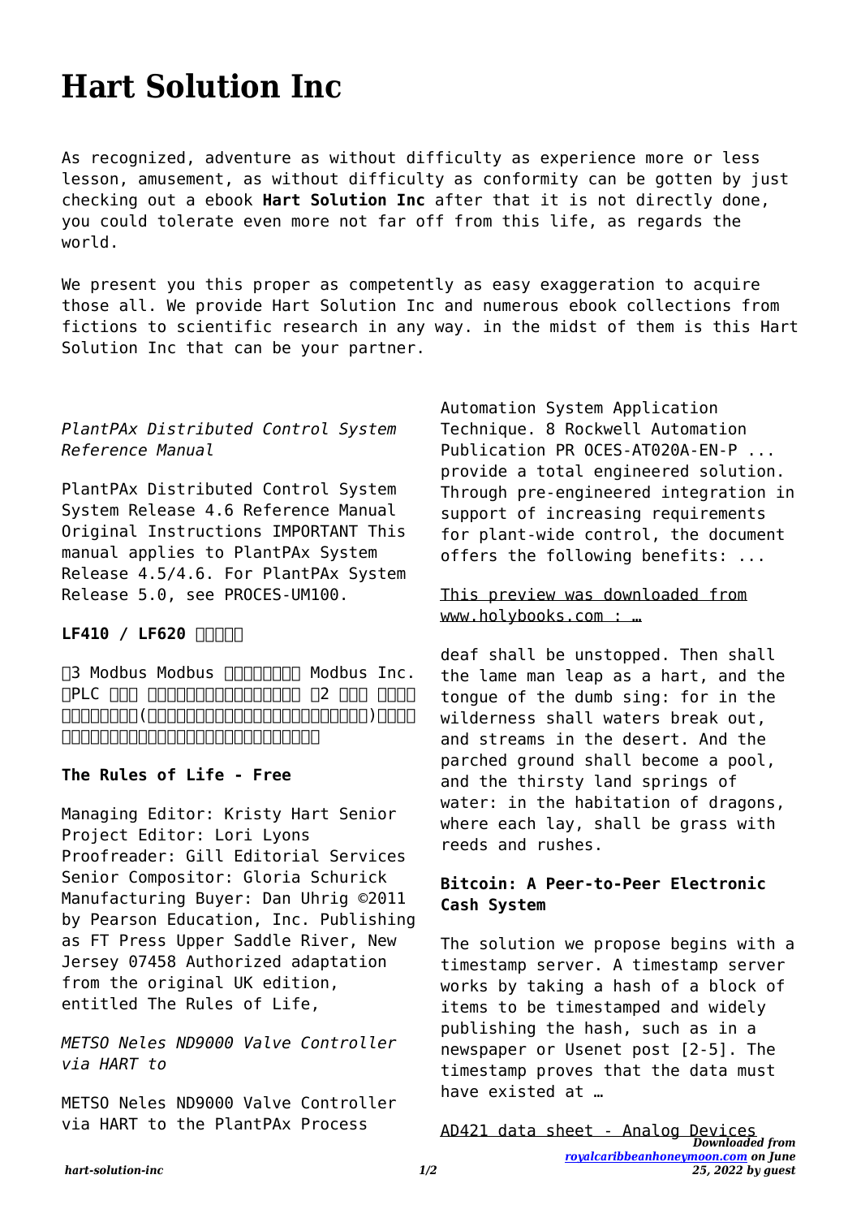# Hart Solution Inc

As recognized, adventure as without difficulty as experience more or less lesson, amusement, as without difficulty as conformity can be gotten by just checking out a ebook **Hart Solution Inc** after that it is not directly done, you could tolerate even more not far off from this life, as regards the world.

We present you this proper as competently as easy exaggeration to acquire those all. We provide Hart Solution Inc and numerous ebook collections from fictions to scientific research in any way. in the midst of them is this Hart Solution Inc that can be your partner.

*PlantPAx Distributed Control System Reference Manual*

PlantPAx Distributed Control System System Release 4.6 Reference Manual Original Instructions IMPORTANT This manual applies to PlantPAx System Release 4.5/4.6. For PlantPAx System Release 5.0, see PROCES-UM100.

**LF410 / LF620 取扱説明書**

注3 Modbus Modbus は、米国および Modbus Inc. のPLC です。 ※本書に記載の会社名、製品名は、各社の ※2 その他 上記以外の(本書に記載されている会社名、製品名は、各社の商標)です。本書ではの記載を省略しています。

**The Rules of Life - Free**

Managing Editor: Kristy Hart Senior Project Editor: Lori Lyons Proofreader: Gill Editorial Services Senior Compositor: Gloria Schurick Manufacturing Buyer: Dan Uhrig ©2011 by Pearson Education, Inc. Publishing as FT Press Upper Saddle River, New Jersey 07458 Authorized adaptation from the original UK edition, entitled The Rules of Life,

*METSO Neles ND9000 Valve Controller via HART to*

METSO Neles ND9000 Valve Controller via HART to the PlantPAx Process Automation System Application Technique. 8 Rockwell Automation Publication PR OCES-AT020A-EN-P ... provide a total engineered solution. Through pre-engineered integration in support of increasing requirements for plant-wide control, the document offers the following benefits: ...

This preview was downloaded from www.holybooks.com : …

deaf shall be unstopped. Then shall the lame man leap as a hart, and the tongue of the dumb sing: for in the wilderness shall waters break out, and streams in the desert. And the parched ground shall become a pool, and the thirsty land springs of water: in the habitation of dragons, where each lay, shall be grass with reeds and rushes.

**Bitcoin: A Peer-to-Peer Electronic Cash System**

The solution we propose begins with a timestamp server. A timestamp server works by taking a hash of a block of items to be timestamped and widely publishing the hash, such as in a newspaper or Usenet post [2-5]. The timestamp proves that the data must have existed at …

AD421 data sheet - Analog Devices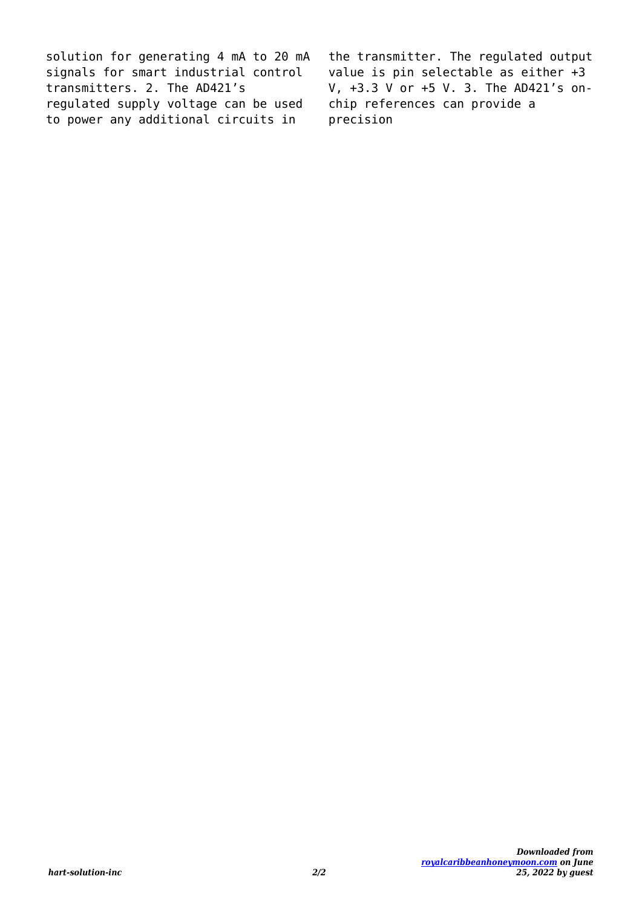solution for generating 4 mA to 20 mA signals for smart industrial control transmitters. 2. The AD421's regulated supply voltage can be used to power any additional circuits in the transmitter. The regulated output value is pin selectable as either +3 V, +3.3 V or +5 V. 3. The AD421's on-chip references can provide a precision